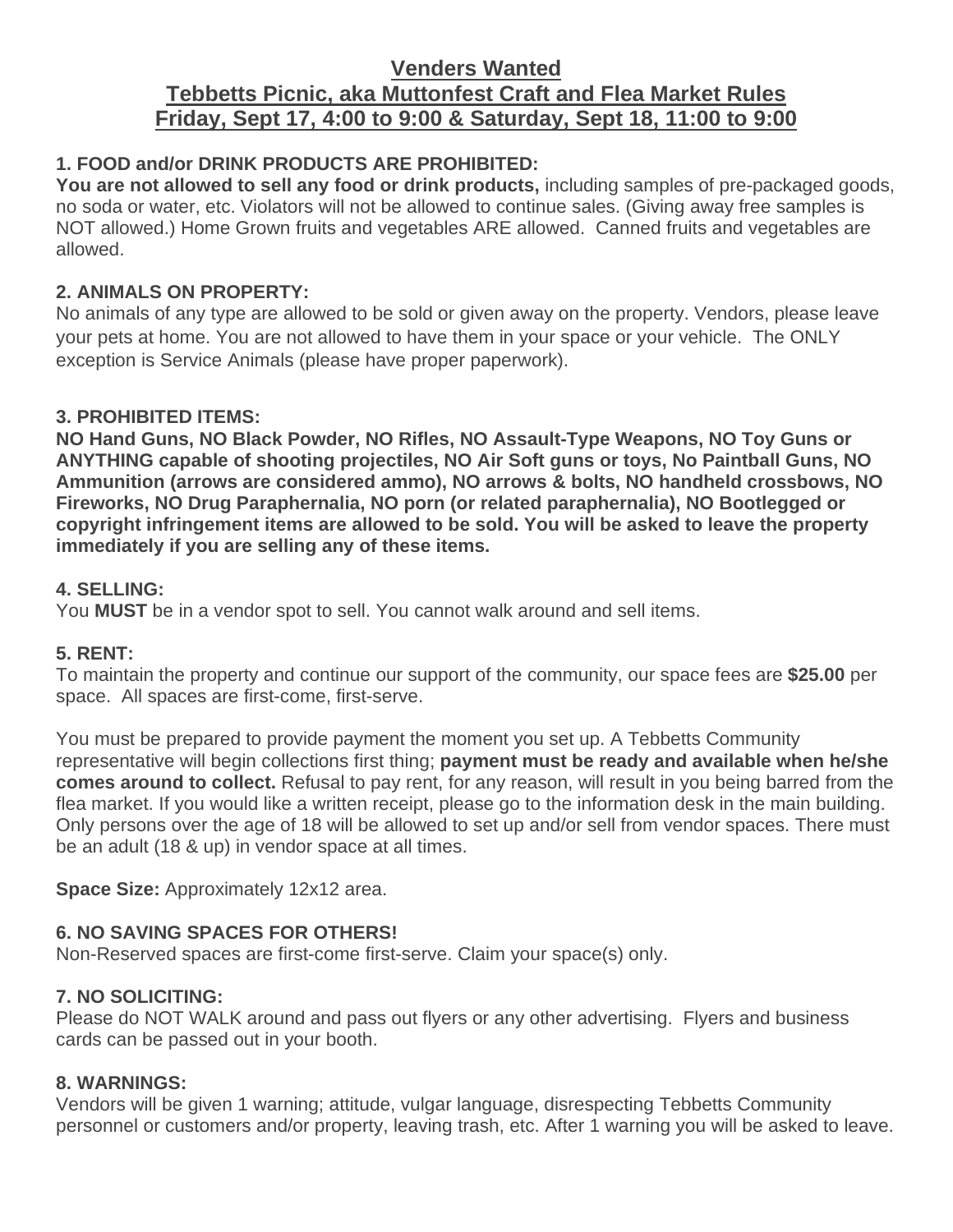# Venders Wanted
# Tebbetts Picnic, aka Muttonfest Craft and Flea Market Rules
# Friday, Sept 17, 4:00 to 9:00 & Saturday, Sept 18, 11:00 to 9:00

### 1. FOOD and/or DRINK PRODUCTS ARE PROHIBITED:

**You are not allowed to sell any food or drink products,** including samples of pre-packaged goods, no soda or water, etc. Violators will not be allowed to continue sales. (Giving away free samples is NOT allowed.) Home Grown fruits and vegetables ARE allowed. Canned fruits and vegetables are allowed.

### 2. ANIMALS ON PROPERTY:

No animals of any type are allowed to be sold or given away on the property. Vendors, please leave your pets at home. You are not allowed to have them in your space or your vehicle. The ONLY exception is Service Animals (please have proper paperwork).

### 3. PROHIBITED ITEMS:

**NO Hand Guns, NO Black Powder, NO Rifles, NO Assault-Type Weapons, NO Toy Guns or ANYTHING capable of shooting projectiles, NO Air Soft guns or toys, No Paintball Guns, NO Ammunition (arrows are considered ammo), NO arrows & bolts, NO handheld crossbows, NO Fireworks, NO Drug Paraphernalia, NO porn (or related paraphernalia), NO Bootlegged or copyright infringement items are allowed to be sold. You will be asked to leave the property immediately if you are selling any of these items.**

### 4. SELLING:

You **MUST** be in a vendor spot to sell. You cannot walk around and sell items.

### 5. RENT:

To maintain the property and continue our support of the community, our space fees are **$25.00** per space. All spaces are first-come, first-serve.

You must be prepared to provide payment the moment you set up. A Tebbetts Community representative will begin collections first thing; **payment must be ready and available when he/she comes around to collect.** Refusal to pay rent, for any reason, will result in you being barred from the flea market. If you would like a written receipt, please go to the information desk in the main building. Only persons over the age of 18 will be allowed to set up and/or sell from vendor spaces. There must be an adult (18 & up) in vendor space at all times.

**Space Size:** Approximately 12x12 area.

### 6. NO SAVING SPACES FOR OTHERS!

Non-Reserved spaces are first-come first-serve. Claim your space(s) only.

### 7. NO SOLICITING:

Please do NOT WALK around and pass out flyers or any other advertising. Flyers and business cards can be passed out in your booth.

### 8. WARNINGS:

Vendors will be given 1 warning; attitude, vulgar language, disrespecting Tebbetts Community personnel or customers and/or property, leaving trash, etc. After 1 warning you will be asked to leave.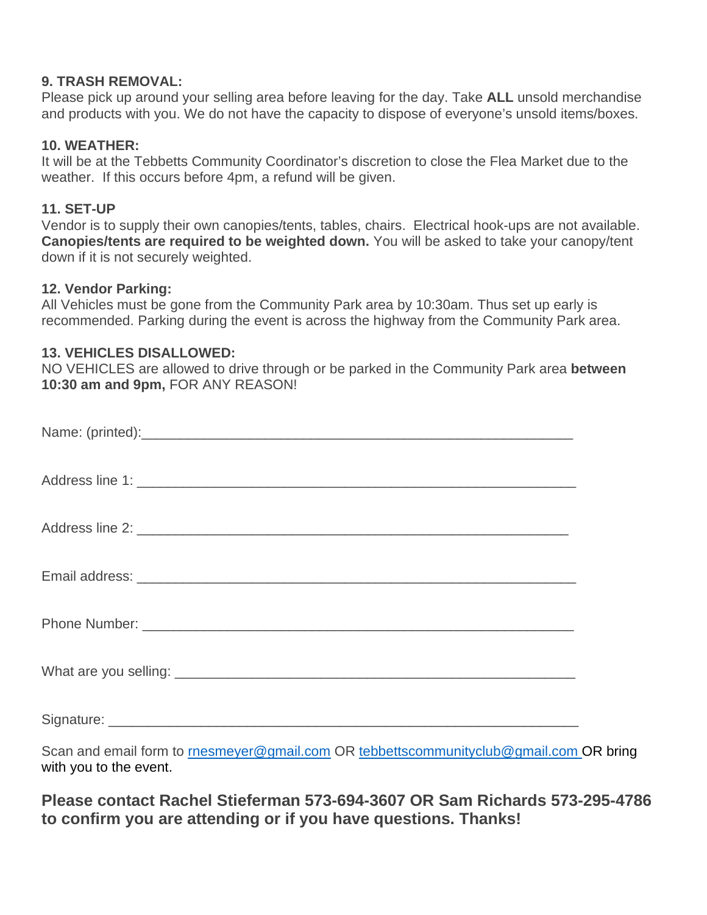**9. TRASH REMOVAL:**
Please pick up around your selling area before leaving for the day. Take **ALL** unsold merchandise and products with you. We do not have the capacity to dispose of everyone's unsold items/boxes.

**10. WEATHER:**
It will be at the Tebbetts Community Coordinator's discretion to close the Flea Market due to the weather. If this occurs before 4pm, a refund will be given.

**11. SET-UP**
Vendor is to supply their own canopies/tents, tables, chairs. Electrical hook-ups are not available. **Canopies/tents are required to be weighted down.** You will be asked to take your canopy/tent down if it is not securely weighted.

**12. Vendor Parking:**
All Vehicles must be gone from the Community Park area by 10:30am. Thus set up early is recommended. Parking during the event is across the highway from the Community Park area.

**13. VEHICLES DISALLOWED:**
NO VEHICLES are allowed to drive through or be parked in the Community Park area **between 10:30 am and 9pm,** FOR ANY REASON!

Name: (printed):_________________________________________________________

Address line 1: __________________________________________________________

Address line 2: _________________________________________________________

Email address: __________________________________________________________

Phone Number: _________________________________________________________

What are you selling: _____________________________________________________

Signature: _______________________________________________________________

Scan and email form to rnesmeyer@gmail.com OR tebbettscommunityclub@gmail.com OR bring with you to the event.

**Please contact Rachel Stieferman 573-694-3607 OR Sam Richards 573-295-4786 to confirm you are attending or if you have questions. Thanks!**